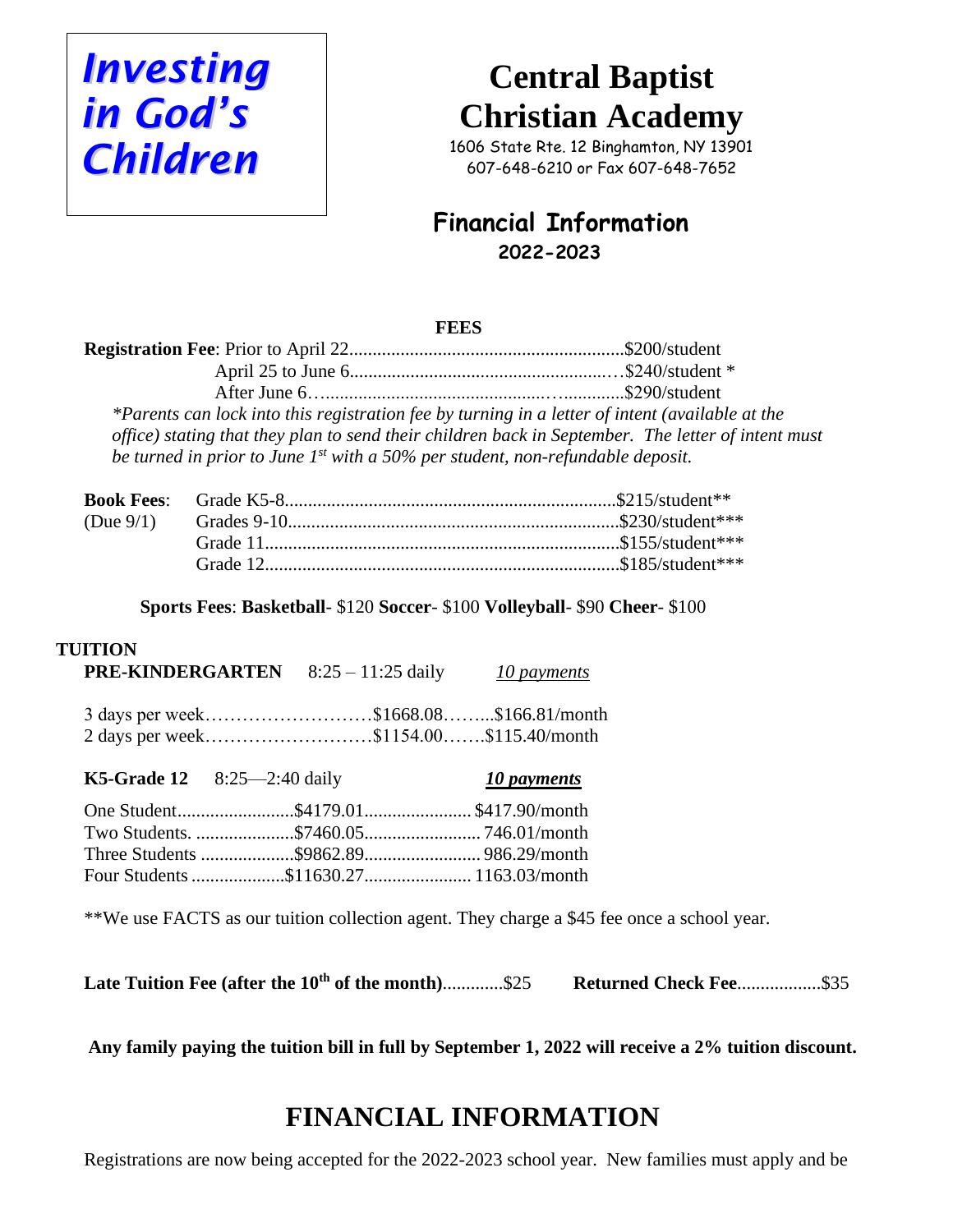**_Investing in God's Children_**

# Central Baptist Christian Academy

1606 State Rte. 12 Binghamton, NY 13901
607-648-6210 or Fax 607-648-7652

## Financial Information
### 2022-2023

**FEES**

**Registration Fee**: Prior to April 22............................................................$200/student
April 25 to June 6.........................................................$240/student *
After June 6……..............................................….............$290/student

*\*Parents can lock into this registration fee by turning in a letter of intent (available at the office) stating that they plan to send their children back in September. The letter of intent must be turned in prior to June 1st with a 50% per student, non-refundable deposit.*

| **Book Fees**: | Grade K5-8 | $215/student** |
|---|---|---|
| (Due 9/1) | Grades 9-10 | $230/student*** |
| | Grade 11 | $155/student*** |
| | Grade 12 | $185/student*** |

**Sports Fees**: **Basketball**- $120 **Soccer**- $100 **Volleyball**- $90 **Cheer**- $100

**TUITION**

**PRE-KINDERGARTEN** 8:25 – 11:25 daily *10 payments*

| | | |
|---|---|---|
| 3 days per week | $1668.08 | $166.81/month |
| 2 days per week | $1154.00 | $115.40/month |

**K5-Grade 12** 8:25—2:40 daily ***10 payments***

| | | |
|---|---|---|
| One Student | $4179.01 | $417.90/month |
| Two Students. | $7460.05 | 746.01/month |
| Three Students | $9862.89 | 986.29/month |
| Four Students | $11630.27 | 1163.03/month |

**We use FACTS as our tuition collection agent. They charge a $45 fee once a school year.

**Late Tuition Fee (after the 10th of the month)**.............$25 **Returned Check Fee**..................$35

**Any family paying the tuition bill in full by September 1, 2022 will receive a 2% tuition discount.**

# FINANCIAL INFORMATION

Registrations are now being accepted for the 2022-2023 school year. New families must apply and be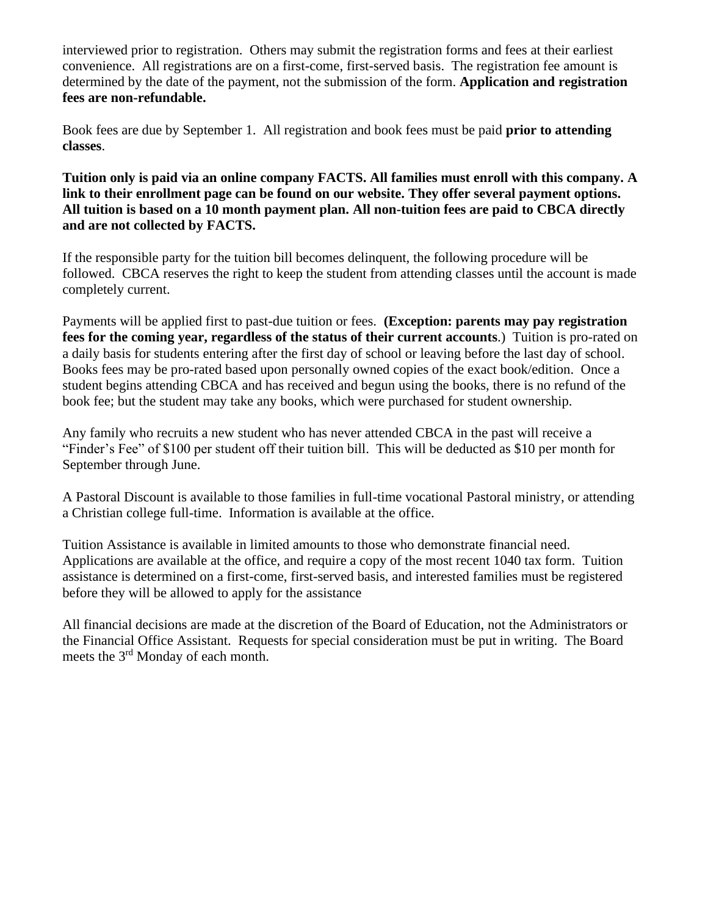interviewed prior to registration. Others may submit the registration forms and fees at their earliest convenience. All registrations are on a first-come, first-served basis. The registration fee amount is determined by the date of the payment, not the submission of the form. **Application and registration fees are non-refundable.**

Book fees are due by September 1. All registration and book fees must be paid **prior to attending classes**.

**Tuition only is paid via an online company FACTS. All families must enroll with this company. A link to their enrollment page can be found on our website. They offer several payment options. All tuition is based on a 10 month payment plan. All non-tuition fees are paid to CBCA directly and are not collected by FACTS.**

If the responsible party for the tuition bill becomes delinquent, the following procedure will be followed. CBCA reserves the right to keep the student from attending classes until the account is made completely current.

Payments will be applied first to past-due tuition or fees. **(Exception: parents may pay registration fees for the coming year, regardless of the status of their current accounts**.) Tuition is pro-rated on a daily basis for students entering after the first day of school or leaving before the last day of school. Books fees may be pro-rated based upon personally owned copies of the exact book/edition. Once a student begins attending CBCA and has received and begun using the books, there is no refund of the book fee; but the student may take any books, which were purchased for student ownership.

Any family who recruits a new student who has never attended CBCA in the past will receive a "Finder's Fee" of $100 per student off their tuition bill. This will be deducted as $10 per month for September through June.

A Pastoral Discount is available to those families in full-time vocational Pastoral ministry, or attending a Christian college full-time. Information is available at the office.

Tuition Assistance is available in limited amounts to those who demonstrate financial need. Applications are available at the office, and require a copy of the most recent 1040 tax form. Tuition assistance is determined on a first-come, first-served basis, and interested families must be registered before they will be allowed to apply for the assistance

All financial decisions are made at the discretion of the Board of Education, not the Administrators or the Financial Office Assistant. Requests for special consideration must be put in writing. The Board meets the 3rd Monday of each month.